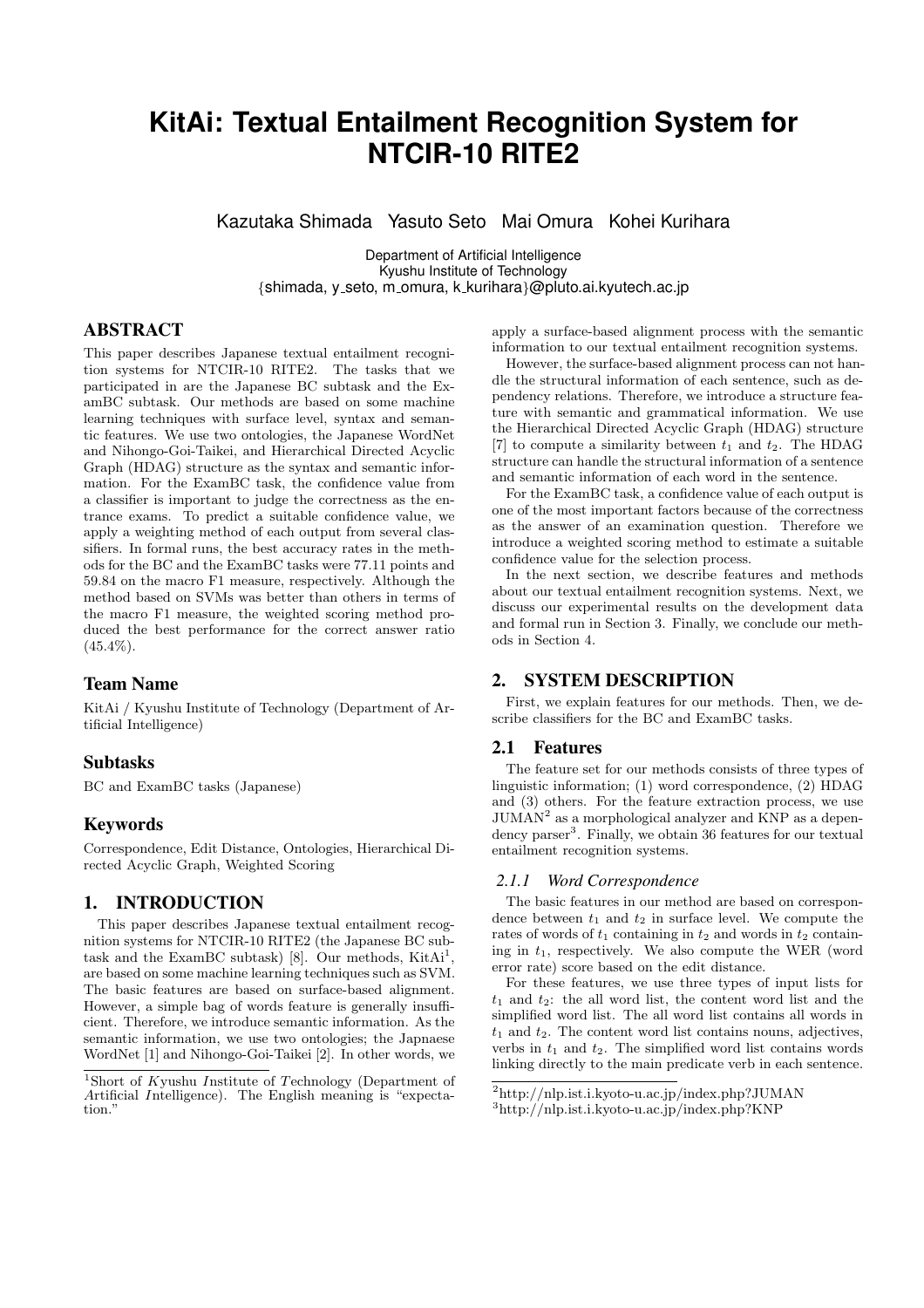# KitAi: Textual Entailment Recognition System for NTCIR-10 RITE2

Kazutaka Shimada Yasuto Seto Mai Omura Kohei Kurihara

Department of Artificial Intelligence
Kyushu Institute of Technology
{shimada, y_seto, m_omura, k_kurihara}@pluto.ai.kyutech.ac.jp

## ABSTRACT

This paper describes Japanese textual entailment recognition systems for NTCIR-10 RITE2. The tasks that we participated in are the Japanese BC subtask and the ExamBC subtask. Our methods are based on some machine learning techniques with surface level, syntax and semantic features. We use two ontologies, the Japanese WordNet and Nihongo-Goi-Taikei, and Hierarchical Directed Acyclic Graph (HDAG) structure as the syntax and semantic information. For the ExamBC task, the confidence value from a classifier is important to judge the correctness as the entrance exams. To predict a suitable confidence value, we apply a weighting method of each output from several classifiers. In formal runs, the best accuracy rates in the methods for the BC and the ExamBC tasks were 77.11 points and 59.84 on the macro F1 measure, respectively. Although the method based on SVMs was better than others in terms of the macro F1 measure, the weighted scoring method produced the best performance for the correct answer ratio (45.4%).

### Team Name

KitAi / Kyushu Institute of Technology (Department of Artificial Intelligence)

### Subtasks

BC and ExamBC tasks (Japanese)

### Keywords

Correspondence, Edit Distance, Ontologies, Hierarchical Directed Acyclic Graph, Weighted Scoring

## 1. INTRODUCTION

This paper describes Japanese textual entailment recognition systems for NTCIR-10 RITE2 (the Japanese BC subtask and the ExamBC subtask) [8]. Our methods, KitAi[1], are based on some machine learning techniques such as SVM. The basic features are based on surface-based alignment. However, a simple bag of words feature is generally insufficient. Therefore, we introduce semantic information. As the semantic information, we use two ontologies; the Japnaese WordNet [1] and Nihongo-Goi-Taikei [2]. In other words, we apply a surface-based alignment process with the semantic information to our textual entailment recognition systems.

However, the surface-based alignment process can not handle the structural information of each sentence, such as dependency relations. Therefore, we introduce a structure feature with semantic and grammatical information. We use the Hierarchical Directed Acyclic Graph (HDAG) structure [7] to compute a similarity between $t_1$ and $t_2$. The HDAG structure can handle the structural information of a sentence and semantic information of each word in the sentence.

For the ExamBC task, a confidence value of each output is one of the most important factors because of the correctness as the answer of an examination question. Therefore we introduce a weighted scoring method to estimate a suitable confidence value for the selection process.

In the next section, we describe features and methods about our textual entailment recognition systems. Next, we discuss our experimental results on the development data and formal run in Section 3. Finally, we conclude our methods in Section 4.

## 2. SYSTEM DESCRIPTION

First, we explain features for our methods. Then, we describe classifiers for the BC and ExamBC tasks.

### 2.1 Features

The feature set for our methods consists of three types of linguistic information; (1) word correspondence, (2) HDAG and (3) others. For the feature extraction process, we use JUMAN[2] as a morphological analyzer and KNP as a dependency parser[3]. Finally, we obtain 36 features for our textual entailment recognition systems.

#### 2.1.1 Word Correspondence

The basic features in our method are based on correspondence between $t_1$ and $t_2$ in surface level. We compute the rates of words of $t_1$ containing in $t_2$ and words in $t_2$ containing in $t_1$, respectively. We also compute the WER (word error rate) score based on the edit distance.

For these features, we use three types of input lists for $t_1$ and $t_2$: the all word list, the content word list and the simplified word list. The all word list contains all words in $t_1$ and $t_2$. The content word list contains nouns, adjectives, verbs in $t_1$ and $t_2$. The simplified word list contains words linking directly to the main predicate verb in each sentence.

[1]Short of *K*yushu *I*nstitute of *T*echnology (Department of *A*rtificial *I*ntelligence). The English meaning is "expectation."

[2]http://nlp.ist.i.kyoto-u.ac.jp/index.php?JUMAN

[3]http://nlp.ist.i.kyoto-u.ac.jp/index.php?KNP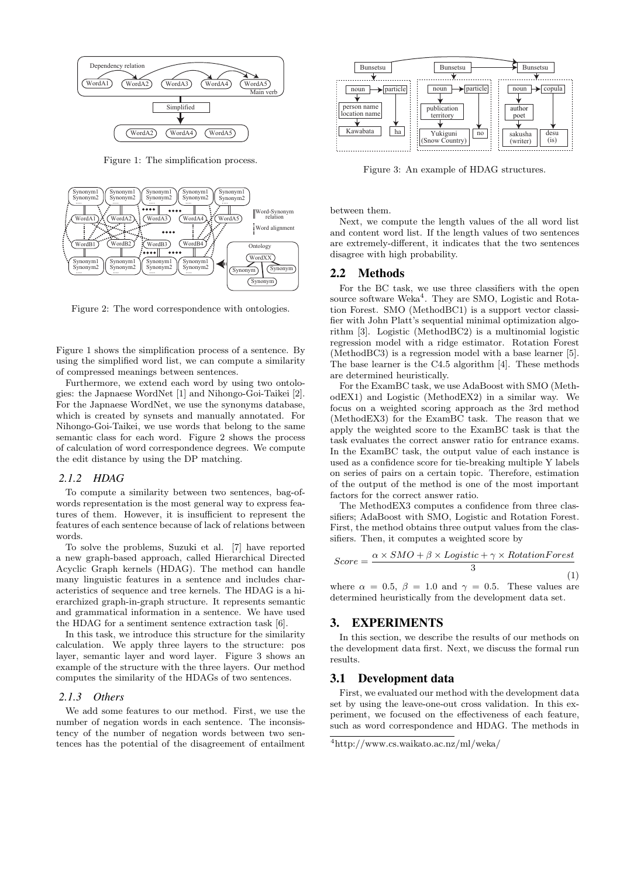Figure 1: The simplification process.

Figure 2: The word correspondence with ontologies.

Figure 1 shows the simplification process of a sentence. By using the simplified word list, we can compute a similarity of compressed meanings between sentences.

Furthermore, we extend each word by using two ontologies: the Japnaese WordNet [1] and Nihongo-Goi-Taikei [2]. For the Japnaese WordNet, we use the synonyms database, which is created by synsets and manually annotated. For Nihongo-Goi-Taikei, we use words that belong to the same semantic class for each word. Figure 2 shows the process of calculation of word correspondence degrees. We compute the edit distance by using the DP matching.

#### 2.1.2 HDAG

To compute a similarity between two sentences, bag-of-words representation is the most general way to express features of them. However, it is insufficient to represent the features of each sentence because of lack of relations between words.

To solve the problems, Suzuki et al. [7] have reported a new graph-based approach, called Hierarchical Directed Acyclic Graph kernels (HDAG). The method can handle many linguistic features in a sentence and includes characteristics of sequence and tree kernels. The HDAG is a hierarchized graph-in-graph structure. It represents semantic and grammatical information in a sentence. We have used the HDAG for a sentiment sentence extraction task [6].

In this task, we introduce this structure for the similarity calculation. We apply three layers to the structure: pos layer, semantic layer and word layer. Figure 3 shows an example of the structure with the three layers. Our method computes the similarity of the HDAGs of two sentences.

#### 2.1.3 Others

We add some features to our method. First, we use the number of negation words in each sentence. The inconsistency of the number of negation words between two sentences has the potential of the disagreement of entailment between them.

Next, we compute the length values of the all word list and content word list. If the length values of two sentences are extremely-different, it indicates that the two sentences disagree with high probability.

Figure 3: An example of HDAG structures.

### 2.2 Methods

For the BC task, we use three classifiers with the open source software Weka[4]. They are SMO, Logistic and Rotation Forest. SMO (MethodBC1) is a support vector classifier with John Platt's sequential minimal optimization algorithm [3]. Logistic (MethodBC2) is a multinomial logistic regression model with a ridge estimator. Rotation Forest (MethodBC3) is a regression model with a base learner [5]. The base learner is the C4.5 algorithm [4]. These methods are determined heuristically.

For the ExamBC task, we use AdaBoost with SMO (MethodEX1) and Logistic (MethodEX2) in a similar way. We focus on a weighted scoring approach as the 3rd method (MethodEX3) for the ExamBC task. The reason that we apply the weighted score to the ExamBC task is that the task evaluates the correct answer ratio for entrance exams. In the ExamBC task, the output value of each instance is used as a confidence score for tie-breaking multiple Y labels on series of pairs on a certain topic. Therefore, estimation of the output of the method is one of the most important factors for the correct answer ratio.

The MethodEX3 computes a confidence from three classifiers; AdaBoost with SMO, Logistic and Rotation Forest. First, the method obtains three output values from the classifiers. Then, it computes a weighted score by

$$Score = \frac{\alpha \times SMO + \beta \times Logistic + \gamma \times RotationForest}{3} \quad (1)$$

where $\alpha = 0.5$, $\beta = 1.0$ and $\gamma = 0.5$. These values are determined heuristically from the development data set.

## 3. EXPERIMENTS

In this section, we describe the results of our methods on the development data first. Next, we discuss the formal run results.

### 3.1 Development data

First, we evaluated our method with the development data set by using the leave-one-out cross validation. In this experiment, we focused on the effectiveness of each feature, such as word correspondence and HDAG. The methods in

[4]http://www.cs.waikato.ac.nz/ml/weka/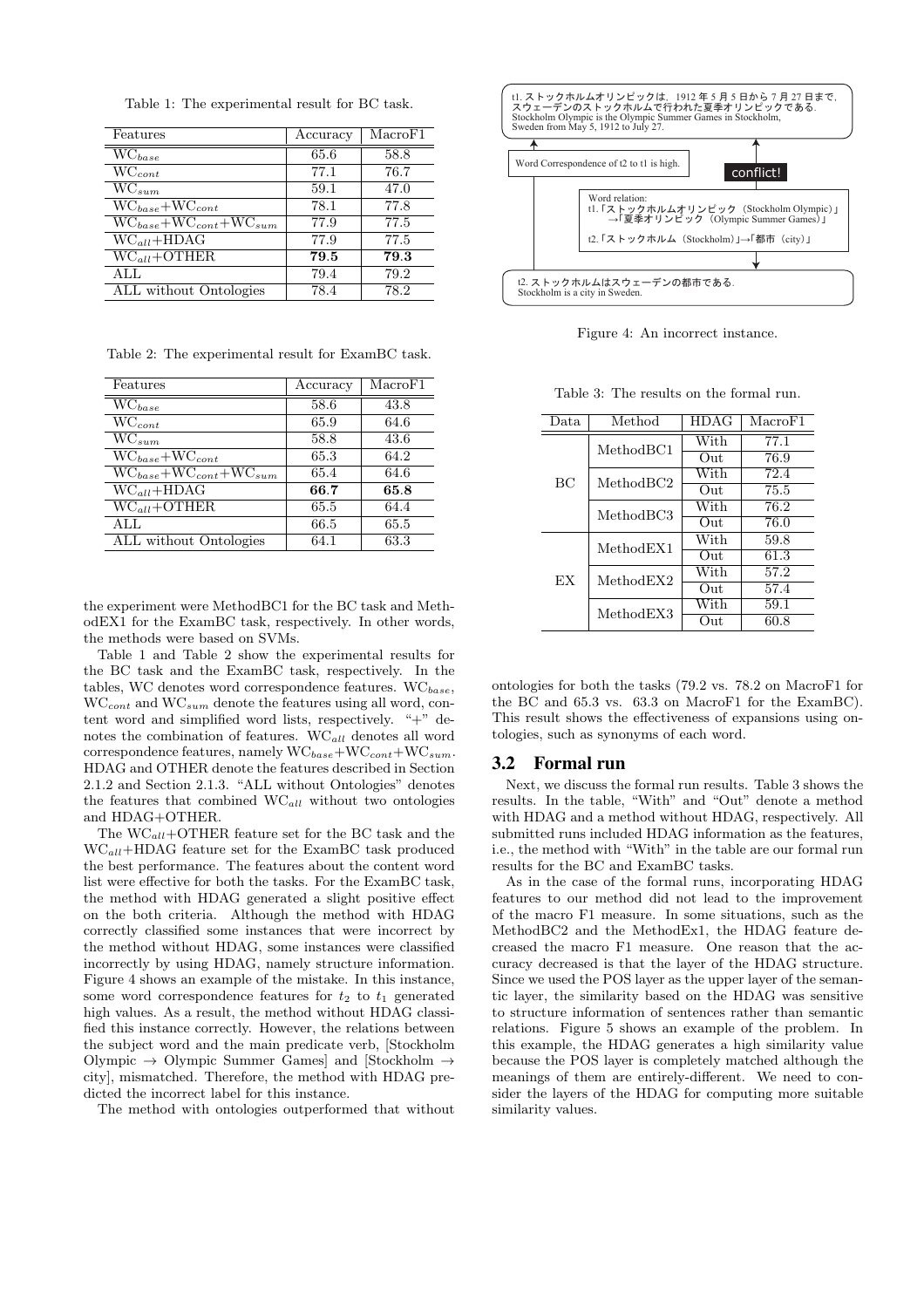Table 1: The experimental result for BC task.

| Features | Accuracy | MacroF1 |
|---|---|---|
| $WC_{base}$ | 65.6 | 58.8 |
| $WC_{cont}$ | 77.1 | 76.7 |
| $WC_{sum}$ | 59.1 | 47.0 |
| $WC_{base}+WC_{cont}$ | 78.1 | 77.8 |
| $WC_{base}+WC_{cont}+WC_{sum}$ | 77.9 | 77.5 |
| $WC_{all}$+HDAG | 77.9 | 77.5 |
| $WC_{all}$+OTHER | **79.5** | **79.3** |
| ALL | 79.4 | 79.2 |
| ALL without Ontologies | 78.4 | 78.2 |

Table 2: The experimental result for ExamBC task.

| Features | Accuracy | MacroF1 |
|---|---|---|
| $WC_{base}$ | 58.6 | 43.8 |
| $WC_{cont}$ | 65.9 | 64.6 |
| $WC_{sum}$ | 58.8 | 43.6 |
| $WC_{base}+WC_{cont}$ | 65.3 | 64.2 |
| $WC_{base}+WC_{cont}+WC_{sum}$ | 65.4 | 64.6 |
| $WC_{all}$+HDAG | **66.7** | **65.8** |
| $WC_{all}$+OTHER | 65.5 | 64.4 |
| ALL | 66.5 | 65.5 |
| ALL without Ontologies | 64.1 | 63.3 |

the experiment were MethodBC1 for the BC task and MethodEX1 for the ExamBC task, respectively. In other words, the methods were based on SVMs.

Table 1 and Table 2 show the experimental results for the BC task and the ExamBC task, respectively. In the tables, WC denotes word correspondence features. $WC_{base}$, $WC_{cont}$ and $WC_{sum}$ denote the features using all word, content word and simplified word lists, respectively. "+" denotes the combination of features. $WC_{all}$ denotes all word correspondence features, namely $WC_{base}+WC_{cont}+WC_{sum}$. HDAG and OTHER denote the features described in Section 2.1.2 and Section 2.1.3. "ALL without Ontologies" denotes the features that combined $WC_{all}$ without two ontologies and HDAG+OTHER.

The $WC_{all}$+OTHER feature set for the BC task and the $WC_{all}$+HDAG feature set for the ExamBC task produced the best performance. The features about the content word list were effective for both the tasks. For the ExamBC task, the method with HDAG generated a slight positive effect on the both criteria. Although the method with HDAG correctly classified some instances that were incorrect by the method without HDAG, some instances were classified incorrectly by using HDAG, namely structure information. Figure 4 shows an example of the mistake. In this instance, some word correspondence features for $t_2$ to $t_1$ generated high values. As a result, the method without HDAG classified this instance correctly. However, the relations between the subject word and the main predicate verb, [Stockholm Olympic → Olympic Summer Games] and [Stockholm → city], mismatched. Therefore, the method with HDAG predicted the incorrect label for this instance.

The method with ontologies outperformed that without ontologies for both the tasks (79.2 vs. 78.2 on MacroF1 for the BC and 65.3 vs. 63.3 on MacroF1 for the ExamBC). This result shows the effectiveness of expansions using ontologies, such as synonyms of each word.

t1. ストックホルムオリンピックは，1912 年 5 月 5 日から 7 月 27 日まで，スウェーデンのストックホルムで行われた夏季オリンピックである．
Stockholm Olympic is the Olympic Summer Games in Stockholm, Sweden from May 5, 1912 to July 27.

Word Correspondence of t2 to t1 is high.

conflict!

Word relation:
t1.「ストックホルムオリンピック（Stockholm Olympic）」→「夏季オリンピック（Olympic Summer Games）」
t2.「ストックホルム（Stockholm）」→「都市（city）」

t2. ストックホルムはスウェーデンの都市である．
Stockholm is a city in Sweden.

Figure 4: An incorrect instance.

Table 3: The results on the formal run.

| Data | Method | HDAG | MacroF1 |
|---|---|---|---|
| BC | MethodBC1 | With | 77.1 |
| | | Out | 76.9 |
| | MethodBC2 | With | 72.4 |
| | | Out | 75.5 |
| | MethodBC3 | With | 76.2 |
| | | Out | 76.0 |
| EX | MethodEX1 | With | 59.8 |
| | | Out | 61.3 |
| | MethodEX2 | With | 57.2 |
| | | Out | 57.4 |
| | MethodEX3 | With | 59.1 |
| | | Out | 60.8 |

## 3.2 Formal run

Next, we discuss the formal run results. Table 3 shows the results. In the table, "With" and "Out" denote a method with HDAG and a method without HDAG, respectively. All submitted runs included HDAG information as the features, i.e., the method with "With" in the table are our formal run results for the BC and ExamBC tasks.

As in the case of the formal runs, incorporating HDAG features to our method did not lead to the improvement of the macro F1 measure. In some situations, such as the MethodBC2 and the MethodEx1, the HDAG feature decreased the macro F1 measure. One reason that the accuracy decreased is that the layer of the HDAG structure. Since we used the POS layer as the upper layer of the semantic layer, the similarity based on the HDAG was sensitive to structure information of sentences rather than semantic relations. Figure 5 shows an example of the problem. In this example, the HDAG generates a high similarity value because the POS layer is completely matched although the meanings of them are entirely-different. We need to consider the layers of the HDAG for computing more suitable similarity values.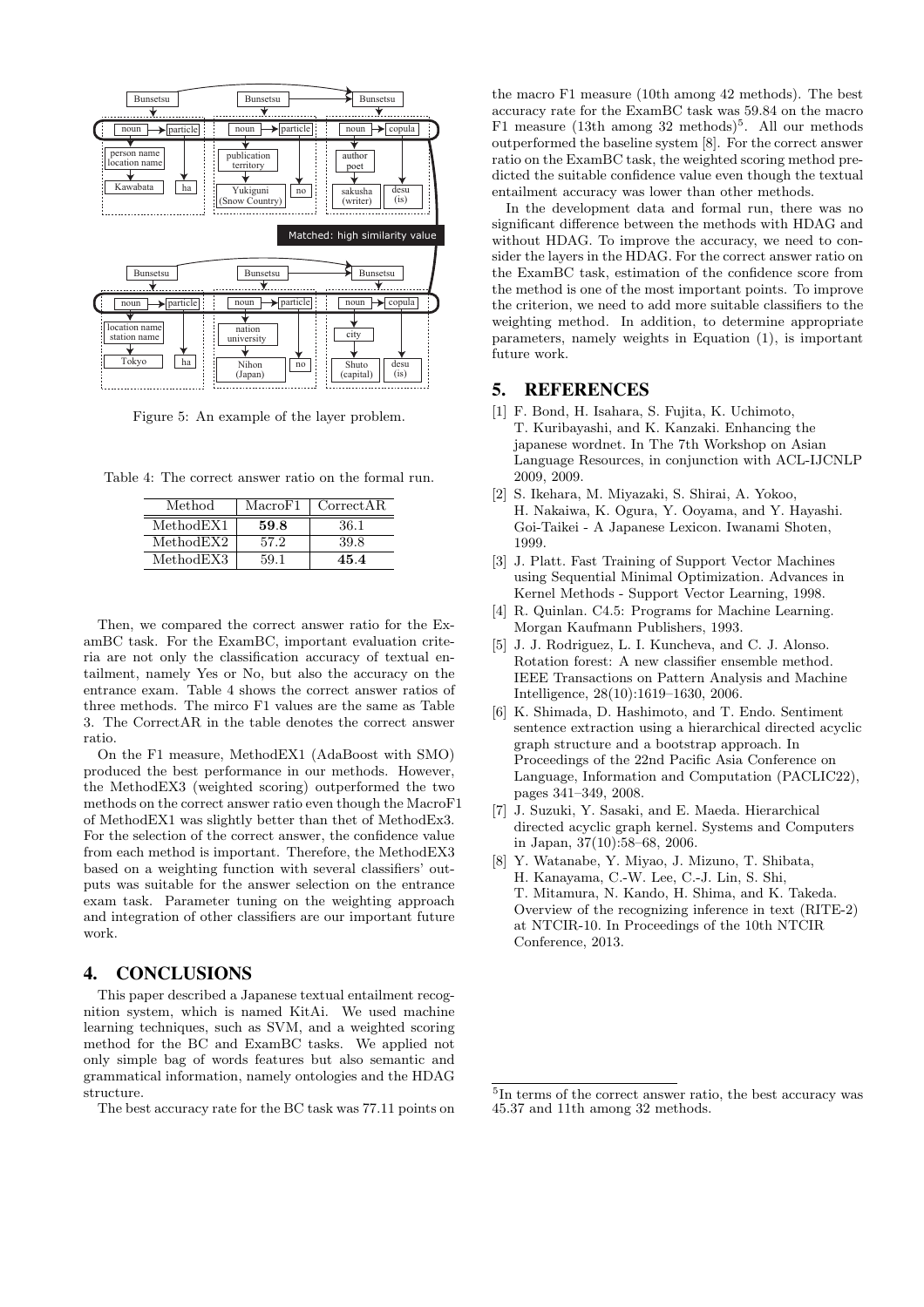Bunsetsu

Bunsetsu

Bunsetsu

noun

particle

noun

particle

noun

copula

person name
location name

publication
territory

author
poet

Kawabata

ha

Yukiguni
(Snow Country)

no

sakusha
(writer)

desu
(is)

Matched: high similarity value

Bunsetsu

Bunsetsu

Bunsetsu

noun

particle

noun

particle

noun

copula

location name
station name

nation
university

city

Tokyo

ha

Nihon
(Japan)

no

Shuto
(capital)

desu
(is)

Figure 5: An example of the layer problem.

Table 4: The correct answer ratio on the formal run.

| Method | MacroF1 | CorrectAR |
|---|---|---|
| MethodEX1 | **59.8** | 36.1 |
| MethodEX2 | 57.2 | 39.8 |
| MethodEX3 | 59.1 | **45.4** |

Then, we compared the correct answer ratio for the ExamBC task. For the ExamBC, important evaluation criteria are not only the classification accuracy of textual entailment, namely Yes or No, but also the accuracy on the entrance exam. Table 4 shows the correct answer ratios of three methods. The mirco F1 values are the same as Table 3. The CorrectAR in the table denotes the correct answer ratio.

On the F1 measure, MethodEX1 (AdaBoost with SMO) produced the best performance in our methods. However, the MethodEX3 (weighted scoring) outperformed the two methods on the correct answer ratio even though the MacroF1 of MethodEX1 was slightly better than thet of MethodEx3. For the selection of the correct answer, the confidence value from each method is important. Therefore, the MethodEX3 based on a weighting function with several classifiers' outputs was suitable for the answer selection on the entrance exam task. Parameter tuning on the weighting approach and integration of other classifiers are our important future work.

## 4. CONCLUSIONS

This paper described a Japanese textual entailment recognition system, which is named KitAi. We used machine learning techniques, such as SVM, and a weighted scoring method for the BC and ExamBC tasks. We applied not only simple bag of words features but also semantic and grammatical information, namely ontologies and the HDAG structure.

The best accuracy rate for the BC task was 77.11 points on the macro F1 measure (10th among 42 methods). The best accuracy rate for the ExamBC task was 59.84 on the macro F1 measure (13th among 32 methods)[5]. All our methods outperformed the baseline system [8]. For the correct answer ratio on the ExamBC task, the weighted scoring method predicted the suitable confidence value even though the textual entailment accuracy was lower than other methods.

In the development data and formal run, there was no significant difference between the methods with HDAG and without HDAG. To improve the accuracy, we need to consider the layers in the HDAG. For the correct answer ratio on the ExamBC task, estimation of the confidence score from the method is one of the most important points. To improve the criterion, we need to add more suitable classifiers to the weighting method. In addition, to determine appropriate parameters, namely weights in Equation (1), is important future work.

## 5. REFERENCES

[1] F. Bond, H. Isahara, S. Fujita, K. Uchimoto, T. Kuribayashi, and K. Kanzaki. Enhancing the japanese wordnet. In The 7th Workshop on Asian Language Resources, in conjunction with ACL-IJCNLP 2009, 2009.

[2] S. Ikehara, M. Miyazaki, S. Shirai, A. Yokoo, H. Nakaiwa, K. Ogura, Y. Ooyama, and Y. Hayashi. Goi-Taikei - A Japanese Lexicon. Iwanami Shoten, 1999.

[3] J. Platt. Fast Training of Support Vector Machines using Sequential Minimal Optimization. Advances in Kernel Methods - Support Vector Learning, 1998.

[4] R. Quinlan. C4.5: Programs for Machine Learning. Morgan Kaufmann Publishers, 1993.

[5] J. J. Rodriguez, L. I. Kuncheva, and C. J. Alonso. Rotation forest: A new classifier ensemble method. IEEE Transactions on Pattern Analysis and Machine Intelligence, 28(10):1619–1630, 2006.

[6] K. Shimada, D. Hashimoto, and T. Endo. Sentiment sentence extraction using a hierarchical directed acyclic graph structure and a bootstrap approach. In Proceedings of the 22nd Pacific Asia Conference on Language, Information and Computation (PACLIC22), pages 341–349, 2008.

[7] J. Suzuki, Y. Sasaki, and E. Maeda. Hierarchical directed acyclic graph kernel. Systems and Computers in Japan, 37(10):58–68, 2006.

[8] Y. Watanabe, Y. Miyao, J. Mizuno, T. Shibata, H. Kanayama, C.-W. Lee, C.-J. Lin, S. Shi, T. Mitamura, N. Kando, H. Shima, and K. Takeda. Overview of the recognizing inference in text (RITE-2) at NTCIR-10. In Proceedings of the 10th NTCIR Conference, 2013.

[5] In terms of the correct answer ratio, the best accuracy was 45.37 and 11th among 32 methods.